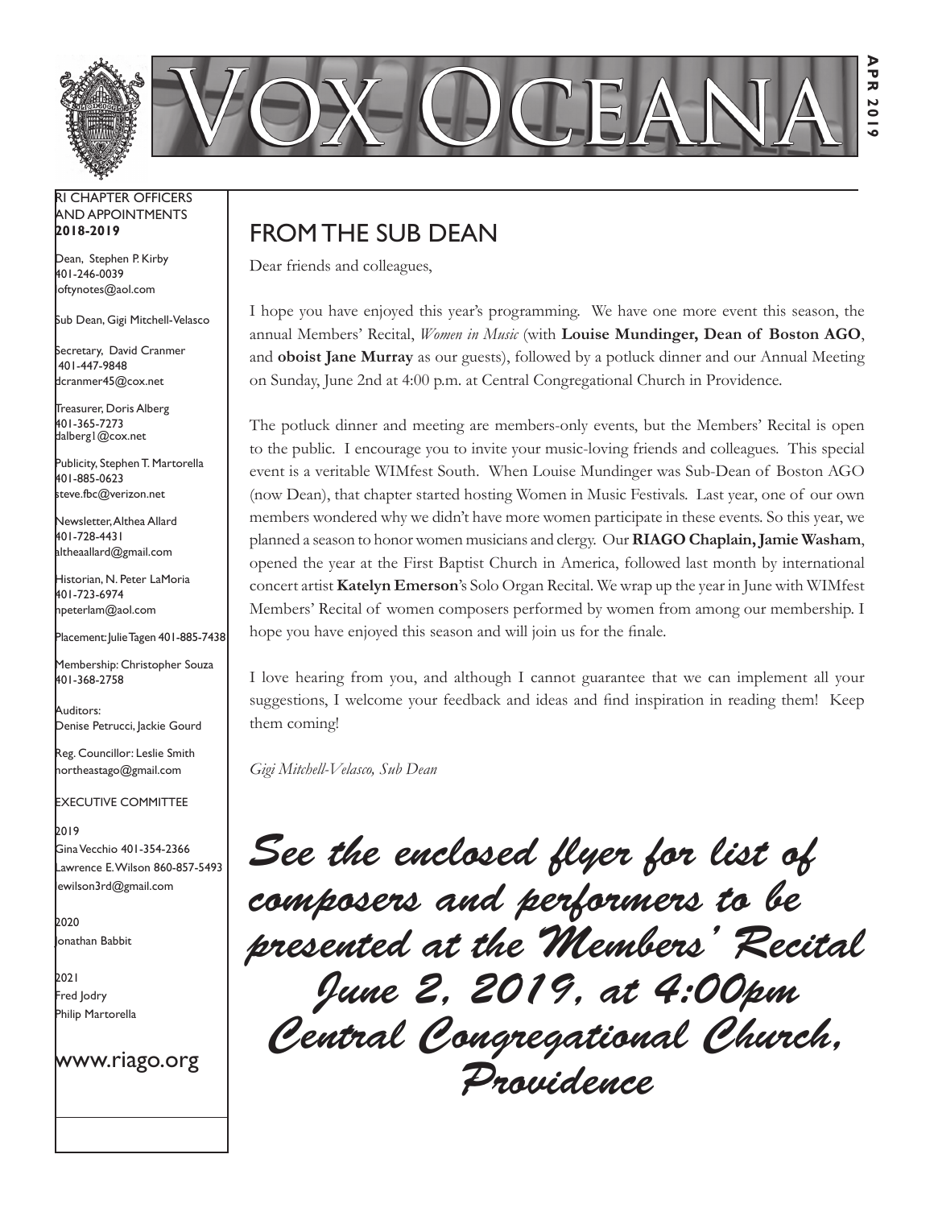# VOX OCEANA

APR 2019

RI CHAPTER OFFICERS AND APPOINTMENTS
**2018-2019**

Dean, Stephen P. Kirby
401-246-0039
loftynotes@aol.com

Sub Dean, Gigi Mitchell-Velasco

Secretary, David Cranmer
401-447-9848
dcranmer45@cox.net

Treasurer, Doris Alberg
401-365-7273
dalberg1@cox.net

Publicity, Stephen T. Martorella
401-885-0623
steve.fbc@verizon.net

Newsletter, Althea Allard
401-728-4431
altheaallard@gmail.com

Historian, N. Peter LaMoria
401-723-6974
npeterlam@aol.com

Placement: Julie Tagen 401-885-7438

Membership: Christopher Souza
401-368-2758

Auditors:
Denise Petrucci, Jackie Gourd

Reg. Councillor: Leslie Smith
northeastago@gmail.com

EXECUTIVE COMMITTEE

2019
Gina Vecchio 401-354-2366
Lawrence E. Wilson 860-857-5493
lewilson3rd@gmail.com

2020
Jonathan Babbit

2021
Fred Jodry
Philip Martorella

www.riago.org

## FROM THE SUB DEAN

Dear friends and colleagues,

I hope you have enjoyed this year's programming. We have one more event this season, the annual Members' Recital, *Women in Music* (with **Louise Mundinger, Dean of Boston AGO**, and **oboist Jane Murray** as our guests), followed by a potluck dinner and our Annual Meeting on Sunday, June 2nd at 4:00 p.m. at Central Congregational Church in Providence.

The potluck dinner and meeting are members-only events, but the Members' Recital is open to the public. I encourage you to invite your music-loving friends and colleagues. This special event is a veritable WIMfest South. When Louise Mundinger was Sub-Dean of Boston AGO (now Dean), that chapter started hosting Women in Music Festivals. Last year, one of our own members wondered why we didn't have more women participate in these events. So this year, we planned a season to honor women musicians and clergy. Our **RIAGO Chaplain, Jamie Washam**, opened the year at the First Baptist Church in America, followed last month by international concert artist **Katelyn Emerson**'s Solo Organ Recital. We wrap up the year in June with WIMfest Members' Recital of women composers performed by women from among our membership. I hope you have enjoyed this season and will join us for the finale.

I love hearing from you, and although I cannot guarantee that we can implement all your suggestions, I welcome your feedback and ideas and find inspiration in reading them! Keep them coming!

*Gigi Mitchell-Velasco, Sub Dean*

*See the enclosed flyer for list of composers and performers to be presented at the Members' Recital June 2, 2019, at 4:00pm Central Congregational Church, Providence*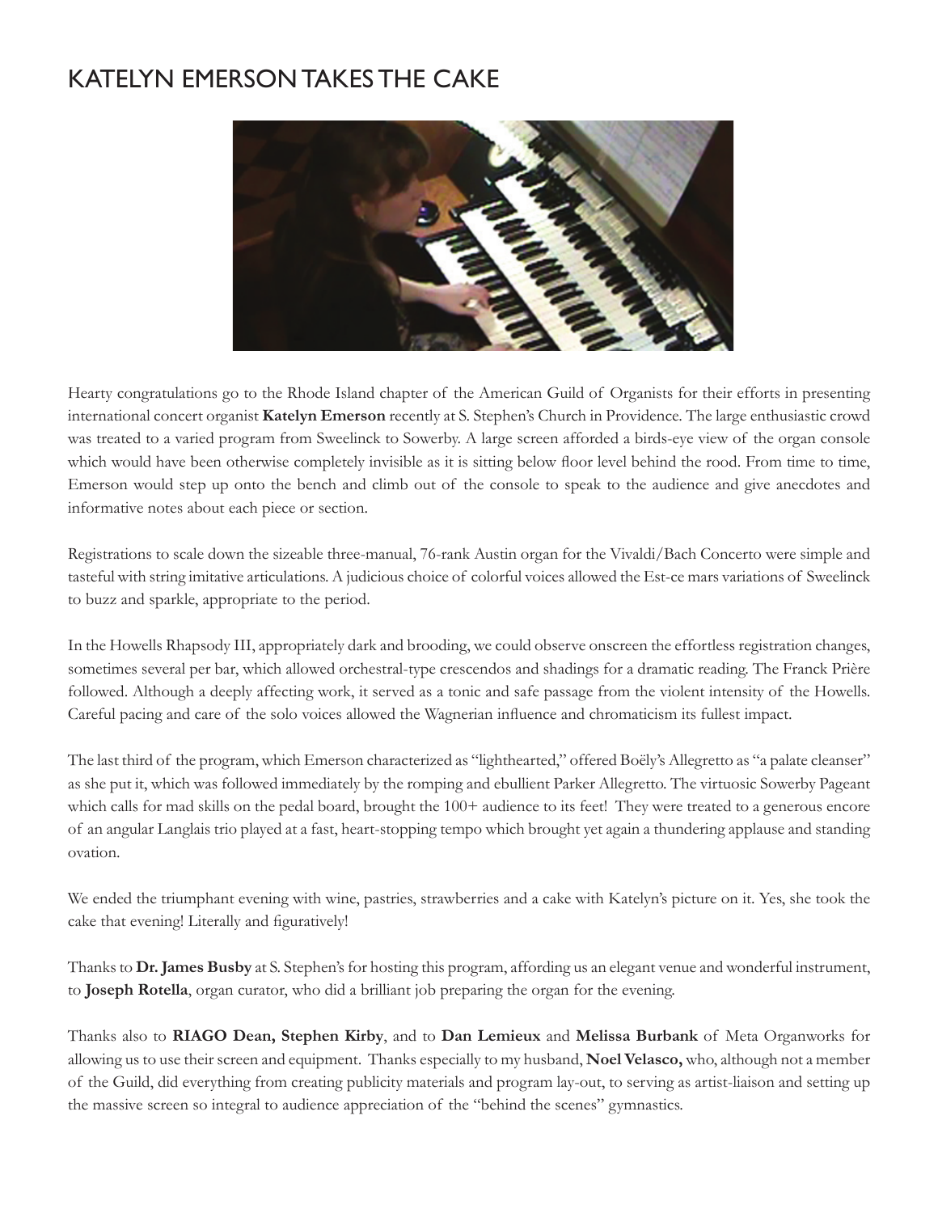# KATELYN EMERSON TAKES THE CAKE

Hearty congratulations go to the Rhode Island chapter of the American Guild of Organists for their efforts in presenting international concert organist **Katelyn Emerson** recently at S. Stephen's Church in Providence. The large enthusiastic crowd was treated to a varied program from Sweelinck to Sowerby. A large screen afforded a birds-eye view of the organ console which would have been otherwise completely invisible as it is sitting below floor level behind the rood. From time to time, Emerson would step up onto the bench and climb out of the console to speak to the audience and give anecdotes and informative notes about each piece or section.

Registrations to scale down the sizeable three-manual, 76-rank Austin organ for the Vivaldi/Bach Concerto were simple and tasteful with string imitative articulations. A judicious choice of colorful voices allowed the Est-ce mars variations of Sweelinck to buzz and sparkle, appropriate to the period.

In the Howells Rhapsody III, appropriately dark and brooding, we could observe onscreen the effortless registration changes, sometimes several per bar, which allowed orchestral-type crescendos and shadings for a dramatic reading. The Franck Prière followed. Although a deeply affecting work, it served as a tonic and safe passage from the violent intensity of the Howells. Careful pacing and care of the solo voices allowed the Wagnerian influence and chromaticism its fullest impact.

The last third of the program, which Emerson characterized as "lighthearted," offered Boëly's Allegretto as "a palate cleanser" as she put it, which was followed immediately by the romping and ebullient Parker Allegretto. The virtuosic Sowerby Pageant which calls for mad skills on the pedal board, brought the 100+ audience to its feet! They were treated to a generous encore of an angular Langlais trio played at a fast, heart-stopping tempo which brought yet again a thundering applause and standing ovation.

We ended the triumphant evening with wine, pastries, strawberries and a cake with Katelyn's picture on it. Yes, she took the cake that evening! Literally and figuratively!

Thanks to **Dr. James Busby** at S. Stephen's for hosting this program, affording us an elegant venue and wonderful instrument, to **Joseph Rotella**, organ curator, who did a brilliant job preparing the organ for the evening.

Thanks also to **RIAGO Dean, Stephen Kirby**, and to **Dan Lemieux** and **Melissa Burbank** of Meta Organworks for allowing us to use their screen and equipment. Thanks especially to my husband, **Noel Velasco,** who, although not a member of the Guild, did everything from creating publicity materials and program lay-out, to serving as artist-liaison and setting up the massive screen so integral to audience appreciation of the "behind the scenes" gymnastics.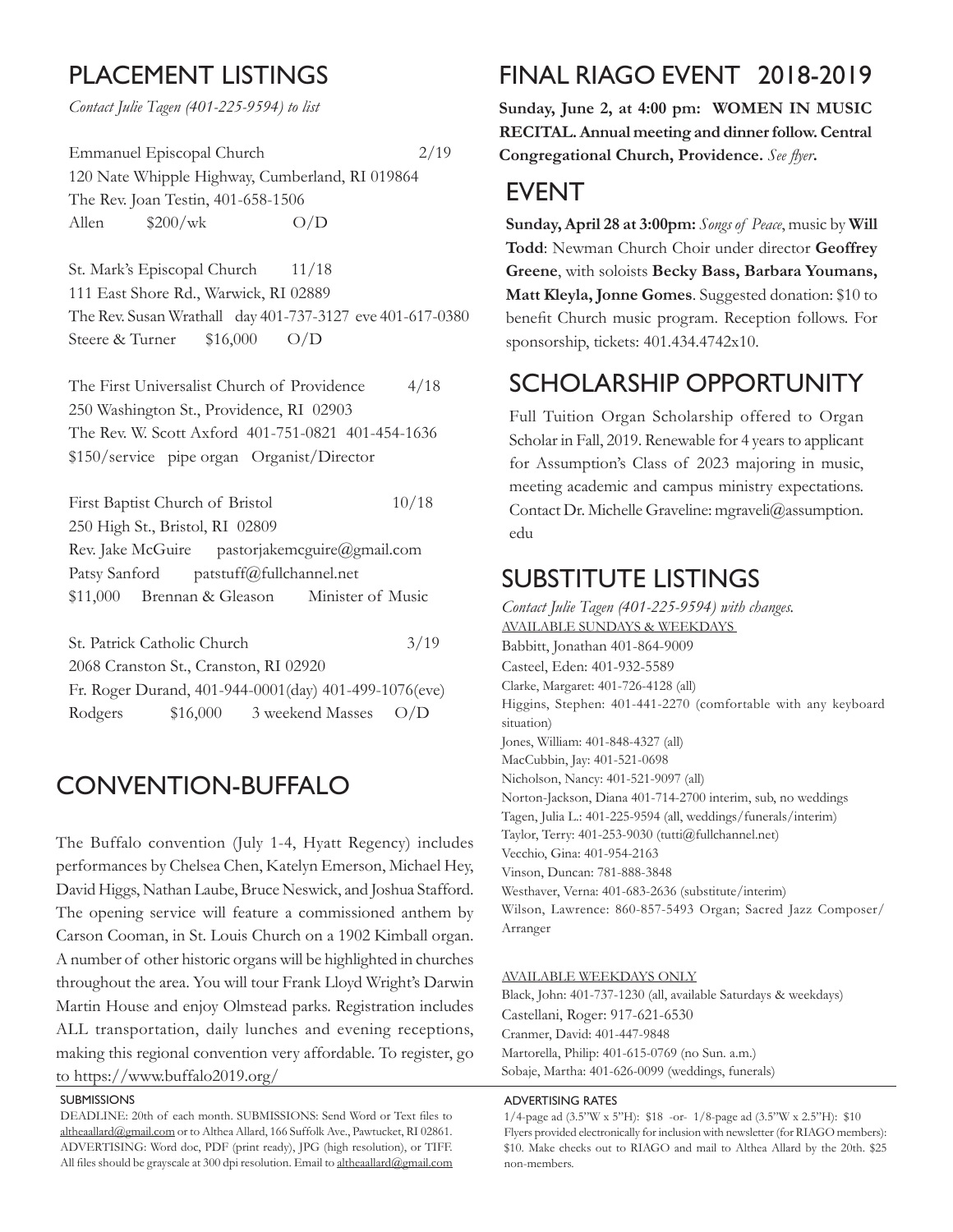## PLACEMENT LISTINGS

*Contact Julie Tagen (401-225-9594) to list*

Emmanuel Episcopal Church 2/19
120 Nate Whipple Highway, Cumberland, RI 019864
The Rev. Joan Testin, 401-658-1506
Allen $200/wk O/D

St. Mark's Episcopal Church 11/18
111 East Shore Rd., Warwick, RI 02889
The Rev. Susan Wrathall day 401-737-3127 eve 401-617-0380
Steere & Turner $16,000 O/D

The First Universalist Church of Providence 4/18
250 Washington St., Providence, RI 02903
The Rev. W. Scott Axford 401-751-0821 401-454-1636
$150/service pipe organ Organist/Director

First Baptist Church of Bristol 10/18
250 High St., Bristol, RI 02809
Rev. Jake McGuire pastorjakemcguire@gmail.com
Patsy Sanford patstuff@fullchannel.net
$11,000 Brennan & Gleason Minister of Music

St. Patrick Catholic Church 3/19
2068 Cranston St., Cranston, RI 02920
Fr. Roger Durand, 401-944-0001(day) 401-499-1076(eve)
Rodgers $16,000 3 weekend Masses O/D

## CONVENTION-BUFFALO

The Buffalo convention (July 1-4, Hyatt Regency) includes performances by Chelsea Chen, Katelyn Emerson, Michael Hey, David Higgs, Nathan Laube, Bruce Neswick, and Joshua Stafford. The opening service will feature a commissioned anthem by Carson Cooman, in St. Louis Church on a 1902 Kimball organ. A number of other historic organs will be highlighted in churches throughout the area. You will tour Frank Lloyd Wright's Darwin Martin House and enjoy Olmstead parks. Registration includes ALL transportation, daily lunches and evening receptions, making this regional convention very affordable. To register, go to https://www.buffalo2019.org/

## FINAL RIAGO EVENT 2018-2019

**Sunday, June 2, at 4:00 pm: WOMEN IN MUSIC RECITAL. Annual meeting and dinner follow. Central Congregational Church, Providence.** *See flyer***.**

## EVENT

**Sunday, April 28 at 3:00pm:** *Songs of Peace*, music by **Will Todd**: Newman Church Choir under director **Geoffrey Greene**, with soloists **Becky Bass, Barbara Youmans, Matt Kleyla, Jonne Gomes**. Suggested donation: $10 to benefit Church music program. Reception follows. For sponsorship, tickets: 401.434.4742x10.

## SCHOLARSHIP OPPORTUNITY

Full Tuition Organ Scholarship offered to Organ Scholar in Fall, 2019. Renewable for 4 years to applicant for Assumption's Class of 2023 majoring in music, meeting academic and campus ministry expectations. Contact Dr. Michelle Graveline: mgraveli@assumption.edu

## SUBSTITUTE LISTINGS

*Contact Julie Tagen (401-225-9594) with changes.*

AVAILABLE SUNDAYS & WEEKDAYS

Babbitt, Jonathan 401-864-9009
Casteel, Eden: 401-932-5589
Clarke, Margaret: 401-726-4128 (all)
Higgins, Stephen: 401-441-2270 (comfortable with any keyboard situation)
Jones, William: 401-848-4327 (all)
MacCubbin, Jay: 401-521-0698
Nicholson, Nancy: 401-521-9097 (all)
Norton-Jackson, Diana 401-714-2700 interim, sub, no weddings
Tagen, Julia L.: 401-225-9594 (all, weddings/funerals/interim)
Taylor, Terry: 401-253-9030 (tutti@fullchannel.net)
Vecchio, Gina: 401-954-2163
Vinson, Duncan: 781-888-3848
Westhaver, Verna: 401-683-2636 (substitute/interim)
Wilson, Lawrence: 860-857-5493 Organ; Sacred Jazz Composer/Arranger

AVAILABLE WEEKDAYS ONLY

Black, John: 401-737-1230 (all, available Saturdays & weekdays)
Castellani, Roger: 917-621-6530
Cranmer, David: 401-447-9848
Martorella, Philip: 401-615-0769 (no Sun. a.m.)
Sobaje, Martha: 401-626-0099 (weddings, funerals)

### SUBMISSIONS

DEADLINE: 20th of each month. SUBMISSIONS: Send Word or Text files to altheaallard@gmail.com or to Althea Allard, 166 Suffolk Ave., Pawtucket, RI 02861. ADVERTISING: Word doc, PDF (print ready), JPG (high resolution), or TIFF. All files should be grayscale at 300 dpi resolution. Email to altheaallard@gmail.com

### ADVERTISING RATES

1/4-page ad (3.5"W x 5"H): $18 -or- 1/8-page ad (3.5"W x 2.5"H): $10
Flyers provided electronically for inclusion with newsletter (for RIAGO members): $10. Make checks out to RIAGO and mail to Althea Allard by the 20th. $25 non-members.